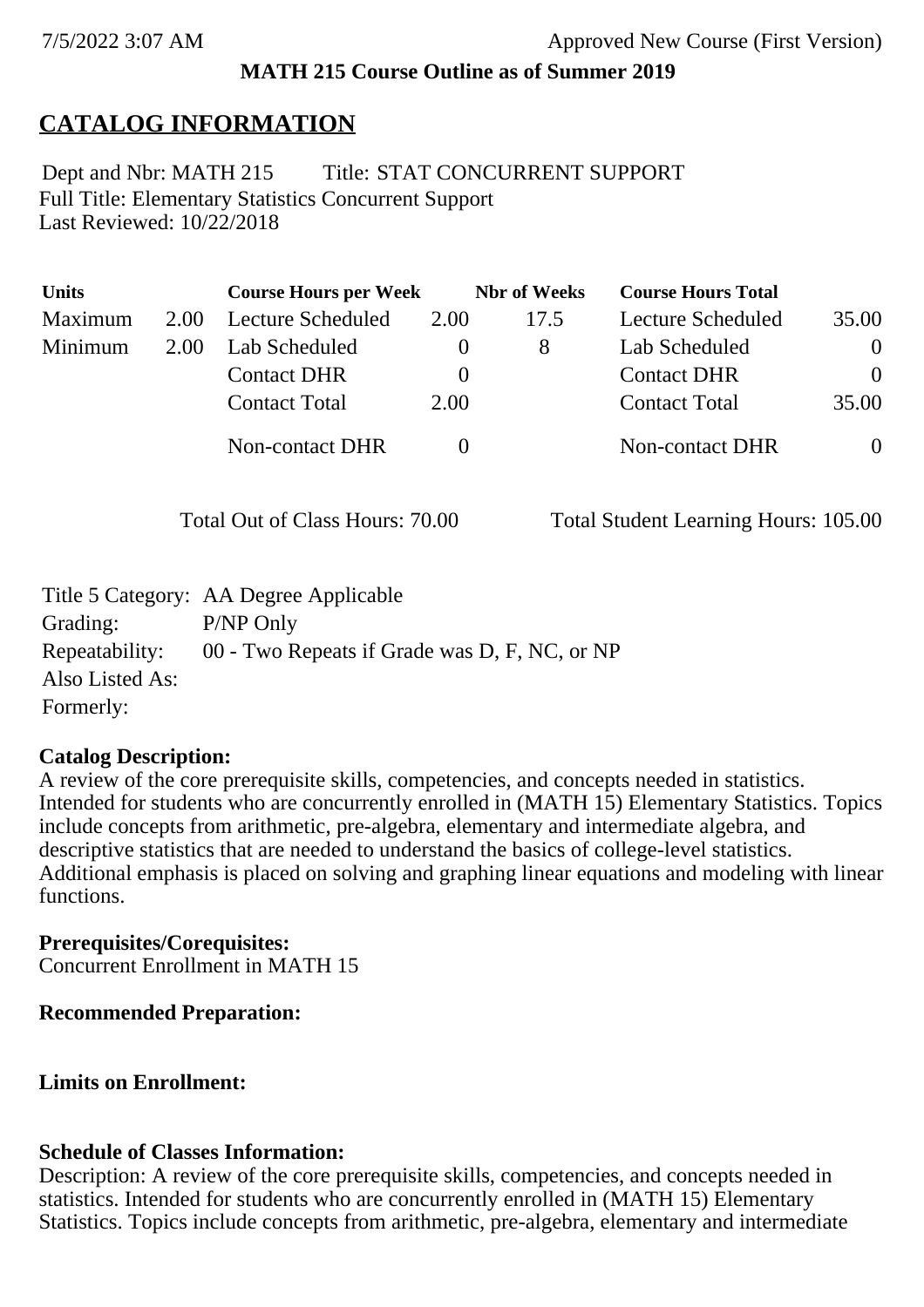**MATH 215 Course Outline as of Summer 2019**

# CATALOG INFORMATION

Dept and Nbr: MATH 215 Title: STAT CONCURRENT SUPPORT
Full Title: Elementary Statistics Concurrent Support
Last Reviewed: 10/22/2018

| Units | | Course Hours per Week | | Nbr of Weeks | Course Hours Total | |
|---|---|---|---|---|---|---|
| Maximum | 2.00 | Lecture Scheduled | 2.00 | 17.5 | Lecture Scheduled | 35.00 |
| Minimum | 2.00 | Lab Scheduled | 0 | 8 | Lab Scheduled | 0 |
| | | Contact DHR | 0 | | Contact DHR | 0 |
| | | Contact Total | 2.00 | | Contact Total | 35.00 |
| | | Non-contact DHR | 0 | | Non-contact DHR | 0 |

Total Out of Class Hours: 70.00 Total Student Learning Hours: 105.00

Title 5 Category: AA Degree Applicable
Grading: P/NP Only
Repeatability: 00 - Two Repeats if Grade was D, F, NC, or NP
Also Listed As:
Formerly:

**Catalog Description:**
A review of the core prerequisite skills, competencies, and concepts needed in statistics. Intended for students who are concurrently enrolled in (MATH 15) Elementary Statistics. Topics include concepts from arithmetic, pre-algebra, elementary and intermediate algebra, and descriptive statistics that are needed to understand the basics of college-level statistics. Additional emphasis is placed on solving and graphing linear equations and modeling with linear functions.

**Prerequisites/Corequisites:**
Concurrent Enrollment in MATH 15

**Recommended Preparation:**

**Limits on Enrollment:**

**Schedule of Classes Information:**
Description: A review of the core prerequisite skills, competencies, and concepts needed in statistics. Intended for students who are concurrently enrolled in (MATH 15) Elementary Statistics. Topics include concepts from arithmetic, pre-algebra, elementary and intermediate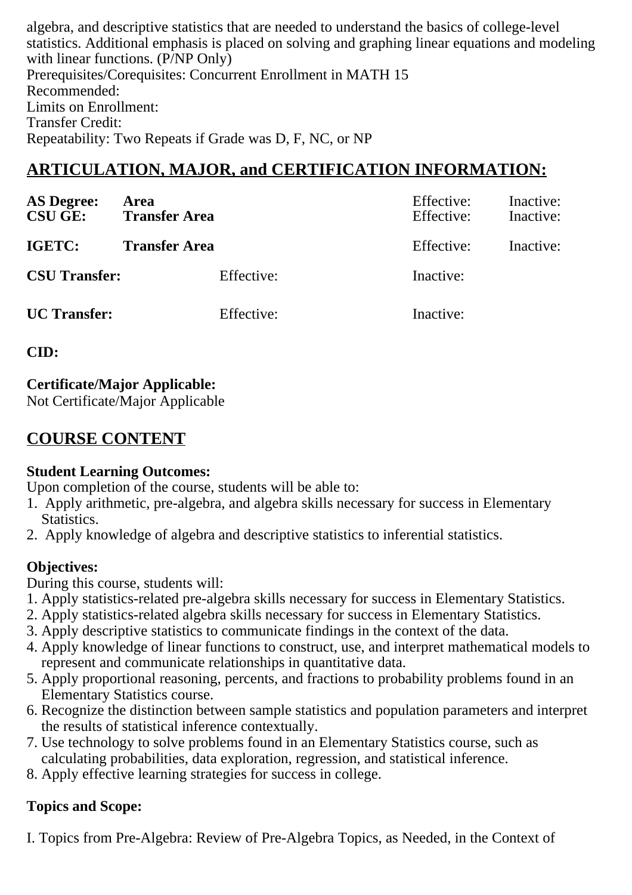algebra, and descriptive statistics that are needed to understand the basics of college-level statistics. Additional emphasis is placed on solving and graphing linear equations and modeling with linear functions. (P/NP Only)
Prerequisites/Corequisites: Concurrent Enrollment in MATH 15
Recommended:
Limits on Enrollment:
Transfer Credit:
Repeatability: Two Repeats if Grade was D, F, NC, or NP

## ARTICULATION, MAJOR, and CERTIFICATION INFORMATION:

| | | | |
|---|---|---|---|
| **AS Degree:** | **Area** | Effective: | Inactive: |
| **CSU GE:** | **Transfer Area** | Effective: | Inactive: |
| **IGETC:** | **Transfer Area** | Effective: | Inactive: |
| **CSU Transfer:** | Effective: | Inactive: | |
| **UC Transfer:** | Effective: | Inactive: | |

**CID:**

**Certificate/Major Applicable:**
Not Certificate/Major Applicable

## COURSE CONTENT

**Student Learning Outcomes:**
Upon completion of the course, students will be able to:
1. Apply arithmetic, pre-algebra, and algebra skills necessary for success in Elementary Statistics.
2. Apply knowledge of algebra and descriptive statistics to inferential statistics.

**Objectives:**
During this course, students will:
1. Apply statistics-related pre-algebra skills necessary for success in Elementary Statistics.
2. Apply statistics-related algebra skills necessary for success in Elementary Statistics.
3. Apply descriptive statistics to communicate findings in the context of the data.
4. Apply knowledge of linear functions to construct, use, and interpret mathematical models to represent and communicate relationships in quantitative data.
5. Apply proportional reasoning, percents, and fractions to probability problems found in an Elementary Statistics course.
6. Recognize the distinction between sample statistics and population parameters and interpret the results of statistical inference contextually.
7. Use technology to solve problems found in an Elementary Statistics course, such as calculating probabilities, data exploration, regression, and statistical inference.
8. Apply effective learning strategies for success in college.

**Topics and Scope:**

I. Topics from Pre-Algebra: Review of Pre-Algebra Topics, as Needed, in the Context of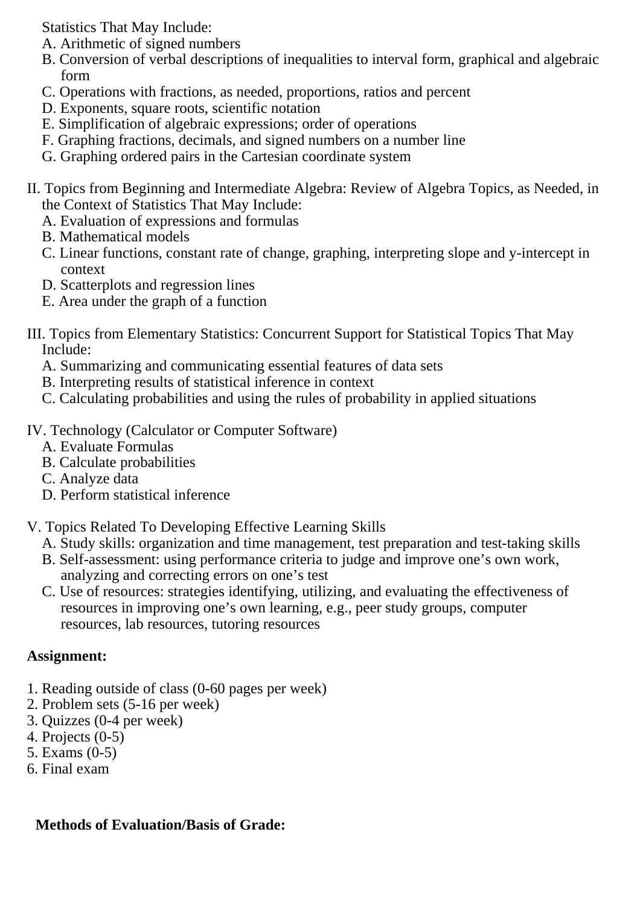Statistics That May Include:
   A. Arithmetic of signed numbers
   B. Conversion of verbal descriptions of inequalities to interval form, graphical and algebraic form
   C. Operations with fractions, as needed, proportions, ratios and percent
   D. Exponents, square roots, scientific notation
   E. Simplification of algebraic expressions; order of operations
   F. Graphing fractions, decimals, and signed numbers on a number line
   G. Graphing ordered pairs in the Cartesian coordinate system

II. Topics from Beginning and Intermediate Algebra: Review of Algebra Topics, as Needed, in the Context of Statistics That May Include:
   A. Evaluation of expressions and formulas
   B. Mathematical models
   C. Linear functions, constant rate of change, graphing, interpreting slope and y-intercept in context
   D. Scatterplots and regression lines
   E. Area under the graph of a function

III. Topics from Elementary Statistics: Concurrent Support for Statistical Topics That May Include:
   A. Summarizing and communicating essential features of data sets
   B. Interpreting results of statistical inference in context
   C. Calculating probabilities and using the rules of probability in applied situations

IV. Technology (Calculator or Computer Software)
   A. Evaluate Formulas
   B. Calculate probabilities
   C. Analyze data
   D. Perform statistical inference

V. Topics Related To Developing Effective Learning Skills
   A. Study skills: organization and time management, test preparation and test-taking skills
   B. Self-assessment: using performance criteria to judge and improve one's own work, analyzing and correcting errors on one's test
   C. Use of resources: strategies identifying, utilizing, and evaluating the effectiveness of resources in improving one's own learning, e.g., peer study groups, computer resources, lab resources, tutoring resources

**Assignment:**

1. Reading outside of class (0-60 pages per week)
2. Problem sets (5-16 per week)
3. Quizzes (0-4 per week)
4. Projects (0-5)
5. Exams (0-5)
6. Final exam

**Methods of Evaluation/Basis of Grade:**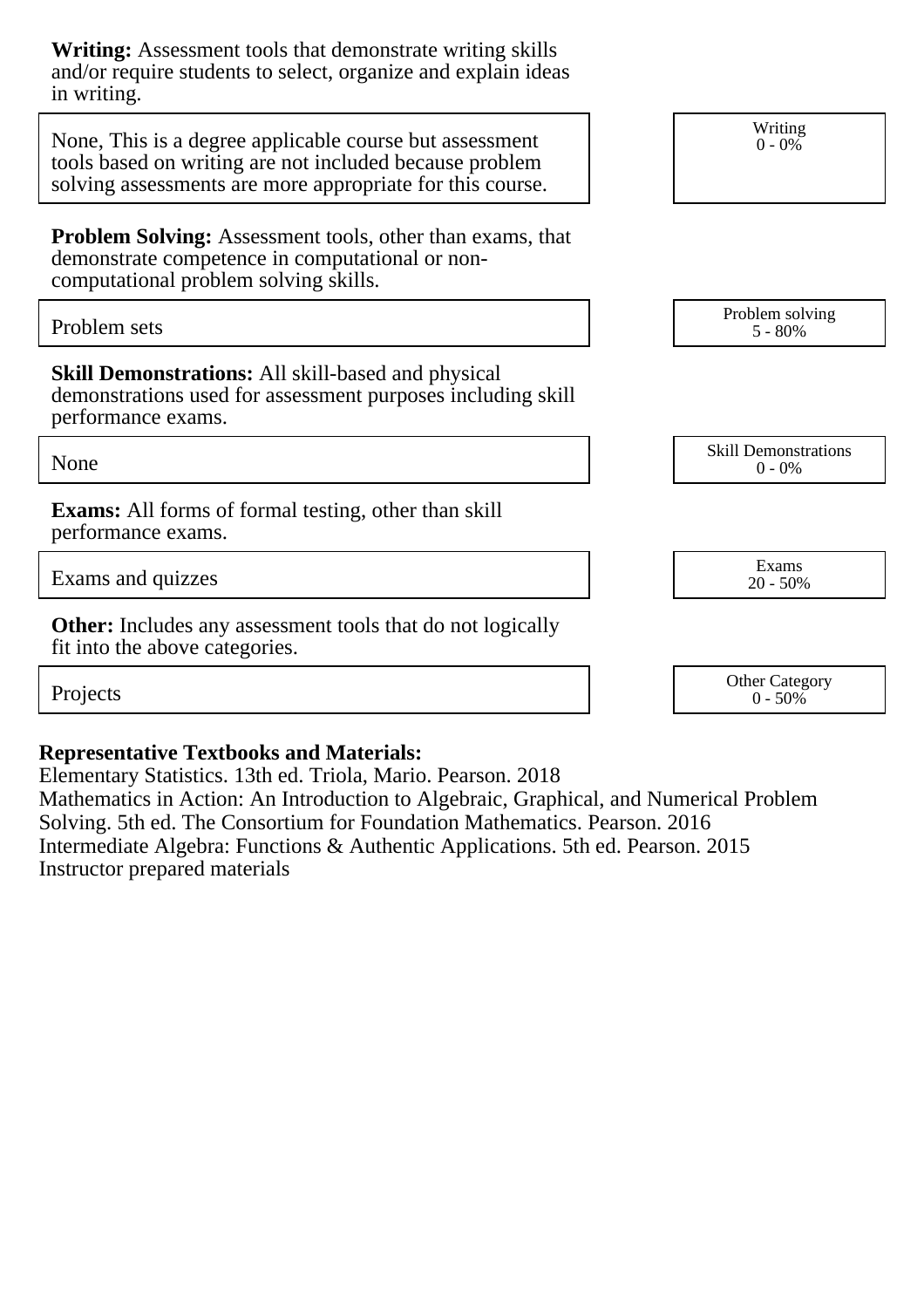**Writing:** Assessment tools that demonstrate writing skills and/or require students to select, organize and explain ideas in writing.

| | |
|---|---|
| None, This is a degree applicable course but assessment tools based on writing are not included because problem solving assessments are more appropriate for this course. | Writing<br>0 - 0% |

**Problem Solving:** Assessment tools, other than exams, that demonstrate competence in computational or non-computational problem solving skills.

| | |
|---|---|
| Problem sets | Problem solving<br>5 - 80% |

**Skill Demonstrations:** All skill-based and physical demonstrations used for assessment purposes including skill performance exams.

| | |
|---|---|
| None | Skill Demonstrations<br>0 - 0% |

**Exams:** All forms of formal testing, other than skill performance exams.

| | |
|---|---|
| Exams and quizzes | Exams<br>20 - 50% |

**Other:** Includes any assessment tools that do not logically fit into the above categories.

| | |
|---|---|
| Projects | Other Category<br>0 - 50% |

**Representative Textbooks and Materials:**

Elementary Statistics. 13th ed. Triola, Mario. Pearson. 2018
Mathematics in Action: An Introduction to Algebraic, Graphical, and Numerical Problem Solving. 5th ed. The Consortium for Foundation Mathematics. Pearson. 2016
Intermediate Algebra: Functions & Authentic Applications. 5th ed. Pearson. 2015
Instructor prepared materials